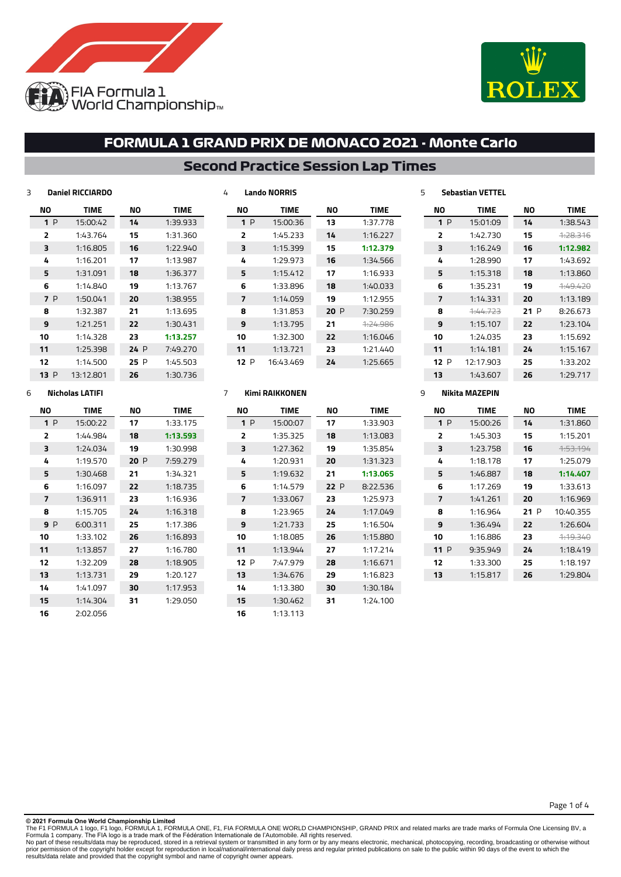FIA Formula 1 World Championship™

ROLEX

# FORMULA 1 GRAND PRIX DE MONACO 2021 - Monte Carlo

## Second Practice Session Lap Times

### 3 Daniel RICCIARDO

| NO | TIME | NO | TIME |
|---|---|---|---|
| 1 P | 15:00:42 | 14 | 1:39.933 |
| 2 | 1:43.764 | 15 | 1:31.360 |
| 3 | 1:16.805 | 16 | 1:22.940 |
| 4 | 1:16.201 | 17 | 1:13.987 |
| 5 | 1:31.091 | 18 | 1:36.377 |
| 6 | 1:14.840 | 19 | 1:13.767 |
| 7 P | 1:50.041 | 20 | 1:38.955 |
| 8 | 1:32.387 | 21 | 1:13.695 |
| 9 | 1:21.251 | 22 | 1:30.431 |
| 10 | 1:14.328 | 23 | **1:13.257** |
| 11 | 1:25.398 | 24 P | 7:49.270 |
| 12 | 1:14.500 | 25 P | 1:45.503 |
| 13 P | 13:12.801 | 26 | 1:30.736 |

### 4 Lando NORRIS

| NO | TIME | NO | TIME |
|---|---|---|---|
| 1 P | 15:00:36 | 13 | 1:37.778 |
| 2 | 1:45.233 | 14 | 1:16.227 |
| 3 | 1:15.399 | 15 | **1:12.379** |
| 4 | 1:29.973 | 16 | 1:34.566 |
| 5 | 1:15.412 | 17 | 1:16.933 |
| 6 | 1:33.896 | 18 | 1:40.033 |
| 7 | 1:14.059 | 19 | 1:12.955 |
| 8 | 1:31.853 | 20 P | 7:30.259 |
| 9 | 1:13.795 | 21 | ~~1:24.986~~ |
| 10 | 1:32.300 | 22 | 1:16.046 |
| 11 | 1:13.721 | 23 | 1:21.440 |
| 12 P | 16:43.469 | 24 | 1:25.665 |

### 5 Sebastian VETTEL

| NO | TIME | NO | TIME |
|---|---|---|---|
| 1 P | 15:01:09 | 14 | 1:38.543 |
| 2 | 1:42.730 | 15 | ~~1:28.316~~ |
| 3 | 1:16.249 | 16 | **1:12.982** |
| 4 | 1:28.990 | 17 | 1:43.692 |
| 5 | 1:15.318 | 18 | 1:13.860 |
| 6 | 1:35.231 | 19 | ~~1:49.420~~ |
| 7 | 1:14.331 | 20 | 1:13.189 |
| 8 | ~~1:44.723~~ | 21 P | 8:26.673 |
| 9 | 1:15.107 | 22 | 1:23.104 |
| 10 | 1:24.035 | 23 | 1:15.692 |
| 11 | 1:14.181 | 24 | 1:15.167 |
| 12 P | 12:17.903 | 25 | 1:33.202 |
| 13 | 1:43.607 | 26 | 1:29.717 |

### 6 Nicholas LATIFI

| NO | TIME | NO | TIME |
|---|---|---|---|
| 1 P | 15:00:22 | 17 | 1:33.175 |
| 2 | 1:44.984 | 18 | **1:13.593** |
| 3 | 1:24.034 | 19 | 1:30.998 |
| 4 | 1:19.570 | 20 P | 7:59.279 |
| 5 | 1:30.468 | 21 | 1:34.321 |
| 6 | 1:16.097 | 22 | 1:18.735 |
| 7 | 1:36.911 | 23 | 1:16.936 |
| 8 | 1:15.705 | 24 | 1:16.318 |
| 9 P | 6:00.311 | 25 | 1:17.386 |
| 10 | 1:33.102 | 26 | 1:16.893 |
| 11 | 1:13.857 | 27 | 1:16.780 |
| 12 | 1:32.209 | 28 | 1:18.905 |
| 13 | 1:13.731 | 29 | 1:20.127 |
| 14 | 1:41.097 | 30 | 1:17.953 |
| 15 | 1:14.304 | 31 | 1:29.050 |
| 16 | 2:02.056 | | |

### 7 Kimi RAIKKONEN

| NO | TIME | NO | TIME |
|---|---|---|---|
| 1 P | 15:00:07 | 17 | 1:33.903 |
| 2 | 1:35.325 | 18 | 1:13.083 |
| 3 | 1:27.362 | 19 | 1:35.854 |
| 4 | 1:20.931 | 20 | 1:31.323 |
| 5 | 1:19.632 | 21 | **1:13.065** |
| 6 | 1:14.579 | 22 P | 8:22.536 |
| 7 | 1:33.067 | 23 | 1:25.973 |
| 8 | 1:23.965 | 24 | 1:17.049 |
| 9 | 1:21.733 | 25 | 1:16.504 |
| 10 | 1:18.085 | 26 | 1:15.880 |
| 11 | 1:13.944 | 27 | 1:17.214 |
| 12 P | 7:47.979 | 28 | 1:16.671 |
| 13 | 1:34.676 | 29 | 1:16.823 |
| 14 | 1:13.380 | 30 | 1:30.184 |
| 15 | 1:30.462 | 31 | 1:24.100 |
| 16 | 1:13.113 | | |

### 9 Nikita MAZEPIN

| NO | TIME | NO | TIME |
|---|---|---|---|
| 1 P | 15:00:26 | 14 | 1:31.860 |
| 2 | 1:45.303 | 15 | 1:15.201 |
| 3 | 1:23.758 | 16 | ~~1:53.194~~ |
| 4 | 1:18.178 | 17 | 1:25.079 |
| 5 | 1:46.887 | 18 | **1:14.407** |
| 6 | 1:17.269 | 19 | 1:33.613 |
| 7 | 1:41.261 | 20 | 1:16.969 |
| 8 | 1:16.964 | 21 P | 10:40.355 |
| 9 | 1:36.494 | 22 | 1:26.604 |
| 10 | 1:16.886 | 23 | ~~1:19.340~~ |
| 11 P | 9:35.949 | 24 | 1:18.419 |
| 12 | 1:33.300 | 25 | 1:18.197 |
| 13 | 1:15.817 | 26 | 1:29.804 |

**© 2021 Formula One World Championship Limited**
The F1 FORMULA 1 logo, F1 logo, FORMULA 1, FORMULA ONE, F1, FIA FORMULA ONE WORLD CHAMPIONSHIP, GRAND PRIX and related marks are trade marks of Formula One Licensing BV, a Formula 1 company. The FIA logo is a trade mark of the Fédération Internationale de l'Automobile. All rights reserved.
No part of these results/data may be reproduced, stored in a retrieval system or transmitted in any form or by any means electronic, mechanical, photocopying, recording, broadcasting or otherwise without prior permission of the copyright holder except for reproduction in local/national/international daily press and regular printed publications on sale to the public within 90 days of the event to which the results/data relate and provided that the copyright symbol and name of copyright owner appears.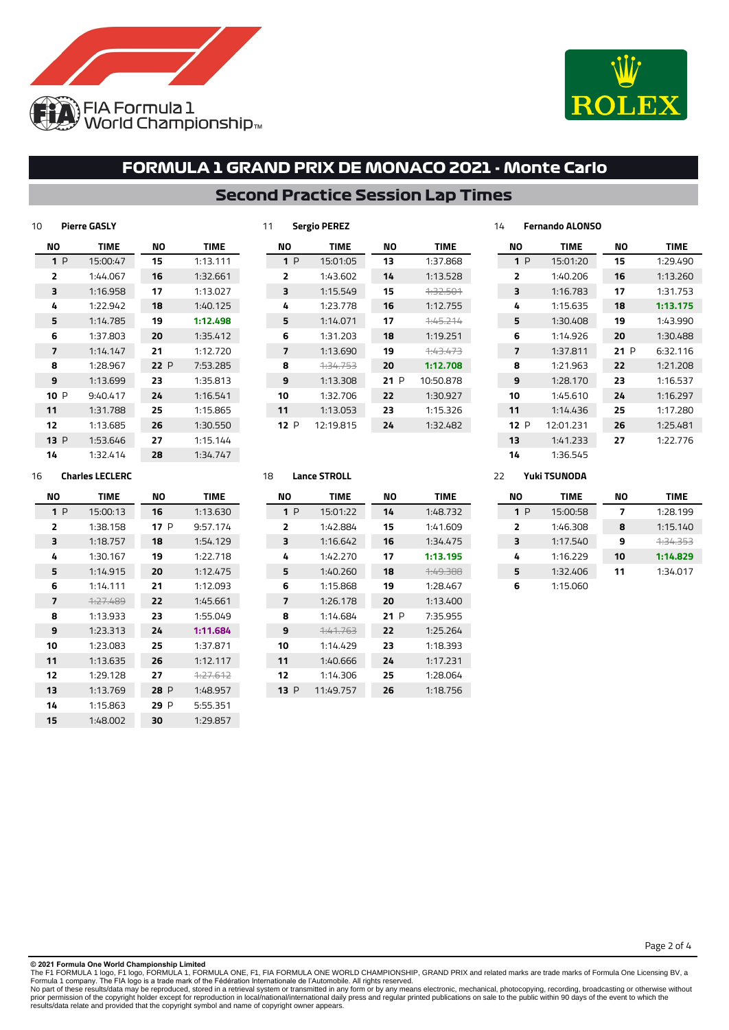FIA Formula 1 World Championship

# FORMULA 1 GRAND PRIX DE MONACO 2021 - Monte Carlo

## Second Practice Session Lap Times

### 10 Pierre GASLY

| NO | TIME | NO | TIME |
|---|---|---|---|
| 1 P | 15:00:47 | 15 | 1:13.111 |
| 2 | 1:44.067 | 16 | 1:32.661 |
| 3 | 1:16.958 | 17 | 1:13.027 |
| 4 | 1:22.942 | 18 | 1:40.125 |
| 5 | 1:14.785 | 19 | **1:12.498** |
| 6 | 1:37.803 | 20 | 1:35.412 |
| 7 | 1:14.147 | 21 | 1:12.720 |
| 8 | 1:28.967 | 22 P | 7:53.285 |
| 9 | 1:13.699 | 23 | 1:35.813 |
| 10 P | 9:40.417 | 24 | 1:16.541 |
| 11 | 1:31.788 | 25 | 1:15.865 |
| 12 | 1:13.685 | 26 | 1:30.550 |
| 13 P | 1:53.646 | 27 | 1:15.144 |
| 14 | 1:32.414 | 28 | 1:34.747 |

### 11 Sergio PEREZ

| NO | TIME | NO | TIME |
|---|---|---|---|
| 1 P | 15:01:05 | 13 | 1:37.868 |
| 2 | 1:43.602 | 14 | 1:13.528 |
| 3 | 1:15.549 | 15 | ~~1:32.501~~ |
| 4 | 1:23.778 | 16 | 1:12.755 |
| 5 | 1:14.071 | 17 | ~~1:45.214~~ |
| 6 | 1:31.203 | 18 | 1:19.251 |
| 7 | 1:13.690 | 19 | ~~1:43.473~~ |
| 8 | ~~1:34.753~~ | 20 | **1:12.708** |
| 9 | 1:13.308 | 21 P | 10:50.878 |
| 10 | 1:32.706 | 22 | 1:30.927 |
| 11 | 1:13.053 | 23 | 1:15.326 |
| 12 P | 12:19.815 | 24 | 1:32.482 |

### 14 Fernando ALONSO

| NO | TIME | NO | TIME |
|---|---|---|---|
| 1 P | 15:01:20 | 15 | 1:29.490 |
| 2 | 1:40.206 | 16 | 1:13.260 |
| 3 | 1:16.783 | 17 | 1:31.753 |
| 4 | 1:15.635 | 18 | **1:13.175** |
| 5 | 1:30.408 | 19 | 1:43.990 |
| 6 | 1:14.926 | 20 | 1:30.488 |
| 7 | 1:37.811 | 21 P | 6:32.116 |
| 8 | 1:21.963 | 22 | 1:21.208 |
| 9 | 1:28.170 | 23 | 1:16.537 |
| 10 | 1:45.610 | 24 | 1:16.297 |
| 11 | 1:14.436 | 25 | 1:17.280 |
| 12 P | 12:01.231 | 26 | 1:25.481 |
| 13 | 1:41.233 | 27 | 1:22.776 |
| 14 | 1:36.545 | | |

### 16 Charles LECLERC

| NO | TIME | NO | TIME |
|---|---|---|---|
| 1 P | 15:00:13 | 16 | 1:13.630 |
| 2 | 1:38.158 | 17 P | 9:57.174 |
| 3 | 1:18.757 | 18 | 1:54.129 |
| 4 | 1:30.167 | 19 | 1:22.718 |
| 5 | 1:14.915 | 20 | 1:12.475 |
| 6 | 1:14.111 | 21 | 1:12.093 |
| 7 | ~~1:27.489~~ | 22 | 1:45.661 |
| 8 | 1:13.933 | 23 | 1:55.049 |
| 9 | 1:23.313 | 24 | **1:11.684** |
| 10 | 1:23.083 | 25 | 1:37.871 |
| 11 | 1:13.635 | 26 | 1:12.117 |
| 12 | 1:29.128 | 27 | ~~1:27.612~~ |
| 13 | 1:13.769 | 28 P | 1:48.957 |
| 14 | 1:15.863 | 29 P | 5:55.351 |
| 15 | 1:48.002 | 30 | 1:29.857 |

### 18 Lance STROLL

| NO | TIME | NO | TIME |
|---|---|---|---|
| 1 P | 15:01:22 | 14 | 1:48.732 |
| 2 | 1:42.884 | 15 | 1:41.609 |
| 3 | 1:16.642 | 16 | 1:34.475 |
| 4 | 1:42.270 | 17 | **1:13.195** |
| 5 | 1:40.260 | 18 | ~~1:49.388~~ |
| 6 | 1:15.868 | 19 | 1:28.467 |
| 7 | 1:26.178 | 20 | 1:13.400 |
| 8 | 1:14.684 | 21 P | 7:35.955 |
| 9 | ~~1:41.763~~ | 22 | 1:25.264 |
| 10 | 1:14.429 | 23 | 1:18.393 |
| 11 | 1:40.666 | 24 | 1:17.231 |
| 12 | 1:14.306 | 25 | 1:28.064 |
| 13 P | 11:49.757 | 26 | 1:18.756 |

### 22 Yuki TSUNODA

| NO | TIME | NO | TIME |
|---|---|---|---|
| 1 P | 15:00:58 | 7 | 1:28.199 |
| 2 | 1:46.308 | 8 | 1:15.140 |
| 3 | 1:17.540 | 9 | ~~1:34.353~~ |
| 4 | 1:16.229 | 10 | **1:14.829** |
| 5 | 1:32.406 | 11 | 1:34.017 |
| 6 | 1:15.060 | | |

**© 2021 Formula One World Championship Limited**
The F1 FORMULA 1 logo, F1 logo, FORMULA 1, FORMULA ONE, F1, FIA FORMULA ONE WORLD CHAMPIONSHIP, GRAND PRIX and related marks are trade marks of Formula One Licensing BV, a Formula 1 company. The FIA logo is a trade mark of the Fédération Internationale de l'Automobile. All rights reserved.
No part of these results/data may be reproduced, stored in a retrieval system or transmitted in any form or by any means electronic, mechanical, photocopying, recording, broadcasting or otherwise without prior permission of the copyright holder except for reproduction in local/national/international daily press and regular printed publications on sale to the public within 90 days of the event to which the results/data relate and provided that the copyright symbol and name of copyright owner appears.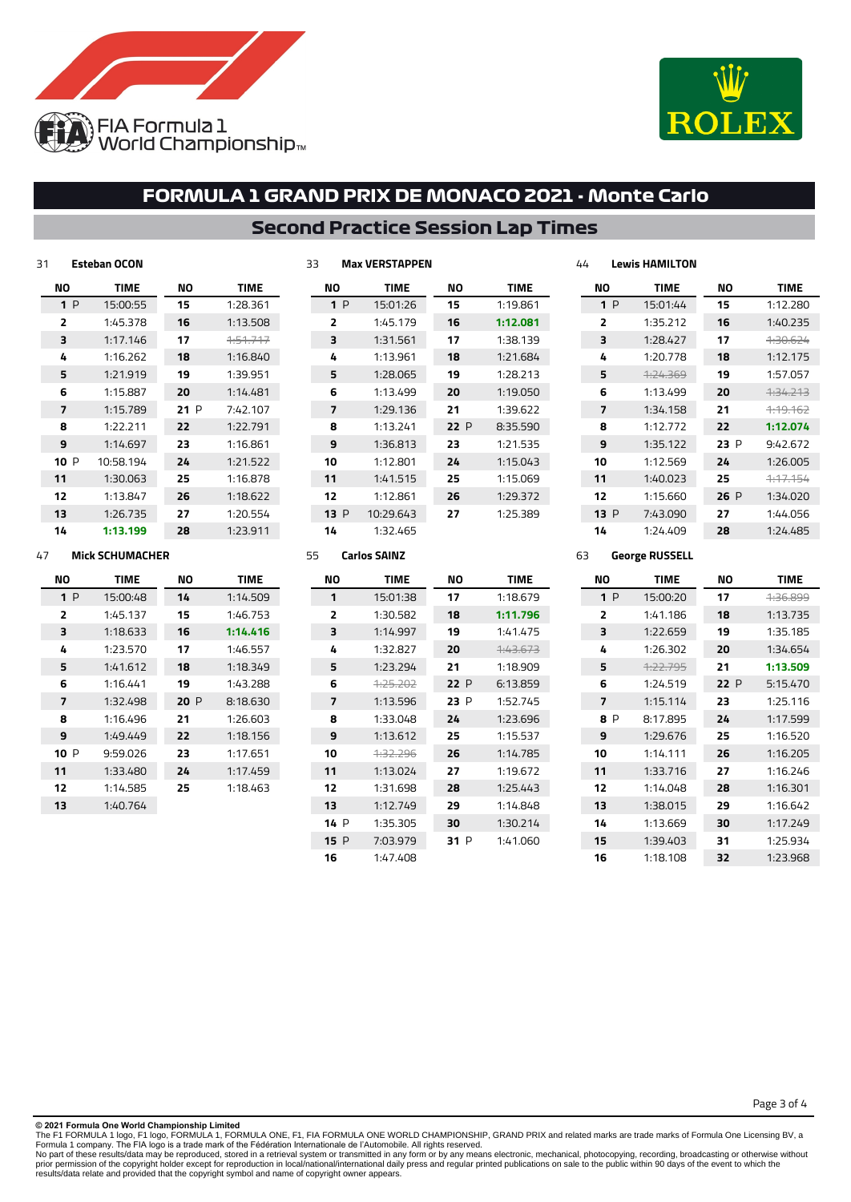FIA Formula 1 World Championship

ROLEX

# FORMULA 1 GRAND PRIX DE MONACO 2021 - Monte Carlo

## Second Practice Session Lap Times

### 31 Esteban OCON

| NO | TIME | NO | TIME |
|---|---|---|---|
| 1 P | 15:00:55 | 15 | 1:28.361 |
| 2 | 1:45.378 | 16 | 1:13.508 |
| 3 | 1:17.146 | 17 | ~~1:51.717~~ |
| 4 | 1:16.262 | 18 | 1:16.840 |
| 5 | 1:21.919 | 19 | 1:39.951 |
| 6 | 1:15.887 | 20 | 1:14.481 |
| 7 | 1:15.789 | 21 P | 7:42.107 |
| 8 | 1:22.211 | 22 | 1:22.791 |
| 9 | 1:14.697 | 23 | 1:16.861 |
| 10 P | 10:58.194 | 24 | 1:21.522 |
| 11 | 1:30.063 | 25 | 1:16.878 |
| 12 | 1:13.847 | 26 | 1:18.622 |
| 13 | 1:26.735 | 27 | 1:20.554 |
| 14 | **1:13.199** | 28 | 1:23.911 |

### 33 Max VERSTAPPEN

| NO | TIME | NO | TIME |
|---|---|---|---|
| 1 P | 15:01:26 | 15 | 1:19.861 |
| 2 | 1:45.179 | 16 | **1:12.081** |
| 3 | 1:31.561 | 17 | 1:38.139 |
| 4 | 1:13.961 | 18 | 1:21.684 |
| 5 | 1:28.065 | 19 | 1:28.213 |
| 6 | 1:13.499 | 20 | 1:19.050 |
| 7 | 1:29.136 | 21 | 1:39.622 |
| 8 | 1:13.241 | 22 P | 8:35.590 |
| 9 | 1:36.813 | 23 | 1:21.535 |
| 10 | 1:12.801 | 24 | 1:15.043 |
| 11 | 1:41.515 | 25 | 1:15.069 |
| 12 | 1:12.861 | 26 | 1:29.372 |
| 13 P | 10:29.643 | 27 | 1:25.389 |
| 14 | 1:32.465 | | |

### 44 Lewis HAMILTON

| NO | TIME | NO | TIME |
|---|---|---|---|
| 1 P | 15:01:44 | 15 | 1:12.280 |
| 2 | 1:35.212 | 16 | 1:40.235 |
| 3 | 1:28.427 | 17 | ~~1:30.624~~ |
| 4 | 1:20.778 | 18 | 1:12.175 |
| 5 | ~~1:24.369~~ | 19 | 1:57.057 |
| 6 | 1:13.499 | 20 | ~~1:34.213~~ |
| 7 | 1:34.158 | 21 | ~~1:19.162~~ |
| 8 | 1:12.772 | 22 | **1:12.074** |
| 9 | 1:35.122 | 23 P | 9:42.672 |
| 10 | 1:12.569 | 24 | 1:26.005 |
| 11 | 1:40.023 | 25 | ~~1:17.154~~ |
| 12 | 1:15.660 | 26 P | 1:34.020 |
| 13 P | 7:43.090 | 27 | 1:44.056 |
| 14 | 1:24.409 | 28 | 1:24.485 |

### 47 Mick SCHUMACHER

| NO | TIME | NO | TIME |
|---|---|---|---|
| 1 P | 15:00:48 | 14 | 1:14.509 |
| 2 | 1:45.137 | 15 | 1:46.753 |
| 3 | 1:18.633 | 16 | **1:14.416** |
| 4 | 1:23.570 | 17 | 1:46.557 |
| 5 | 1:41.612 | 18 | 1:18.349 |
| 6 | 1:16.441 | 19 | 1:43.288 |
| 7 | 1:32.498 | 20 P | 8:18.630 |
| 8 | 1:16.496 | 21 | 1:26.603 |
| 9 | 1:49.449 | 22 | 1:18.156 |
| 10 P | 9:59.026 | 23 | 1:17.651 |
| 11 | 1:33.480 | 24 | 1:17.459 |
| 12 | 1:14.585 | 25 | 1:18.463 |
| 13 | 1:40.764 | | |

### 55 Carlos SAINZ

| NO | TIME | NO | TIME |
|---|---|---|---|
| 1 | 15:01:38 | 17 | 1:18.679 |
| 2 | 1:30.582 | 18 | **1:11.796** |
| 3 | 1:14.997 | 19 | 1:41.475 |
| 4 | 1:32.827 | 20 | ~~1:43.673~~ |
| 5 | 1:23.294 | 21 | 1:18.909 |
| 6 | ~~1:25.202~~ | 22 P | 6:13.859 |
| 7 | 1:13.596 | 23 P | 1:52.745 |
| 8 | 1:33.048 | 24 | 1:23.696 |
| 9 | 1:13.612 | 25 | 1:15.537 |
| 10 | ~~1:32.296~~ | 26 | 1:14.785 |
| 11 | 1:13.024 | 27 | 1:19.672 |
| 12 | 1:31.698 | 28 | 1:25.443 |
| 13 | 1:12.749 | 29 | 1:14.848 |
| 14 P | 1:35.305 | 30 | 1:30.214 |
| 15 P | 7:03.979 | 31 P | 1:41.060 |
| 16 | 1:47.408 | | |

### 63 George RUSSELL

| NO | TIME | NO | TIME |
|---|---|---|---|
| 1 P | 15:00:20 | 17 | ~~1:36.899~~ |
| 2 | 1:41.186 | 18 | 1:13.735 |
| 3 | 1:22.659 | 19 | 1:35.185 |
| 4 | 1:26.302 | 20 | 1:34.654 |
| 5 | ~~1:22.795~~ | 21 | **1:13.509** |
| 6 | 1:24.519 | 22 P | 5:15.470 |
| 7 | 1:15.114 | 23 | 1:25.116 |
| 8 P | 8:17.895 | 24 | 1:17.599 |
| 9 | 1:29.676 | 25 | 1:16.520 |
| 10 | 1:14.111 | 26 | 1:16.205 |
| 11 | 1:33.716 | 27 | 1:16.246 |
| 12 | 1:14.048 | 28 | 1:16.301 |
| 13 | 1:38.015 | 29 | 1:16.642 |
| 14 | 1:13.669 | 30 | 1:17.249 |
| 15 | 1:39.403 | 31 | 1:25.934 |
| 16 | 1:18.108 | 32 | 1:23.968 |

**© 2021 Formula One World Championship Limited**
The F1 FORMULA 1 logo, F1 logo, FORMULA 1, FORMULA ONE, F1, FIA FORMULA ONE WORLD CHAMPIONSHIP, GRAND PRIX and related marks are trade marks of Formula One Licensing BV, a Formula 1 company. The FIA logo is a trade mark of the Fédération Internationale de l'Automobile. All rights reserved.
No part of these results/data may be reproduced, stored in a retrieval system or transmitted in any form or by any means electronic, mechanical, photocopying, recording, broadcasting or otherwise without prior permission of the copyright holder except for reproduction in local/national/international daily press and regular printed publications on sale to the public within 90 days of the event to which the results/data relate and provided that the copyright symbol and name of copyright owner appears.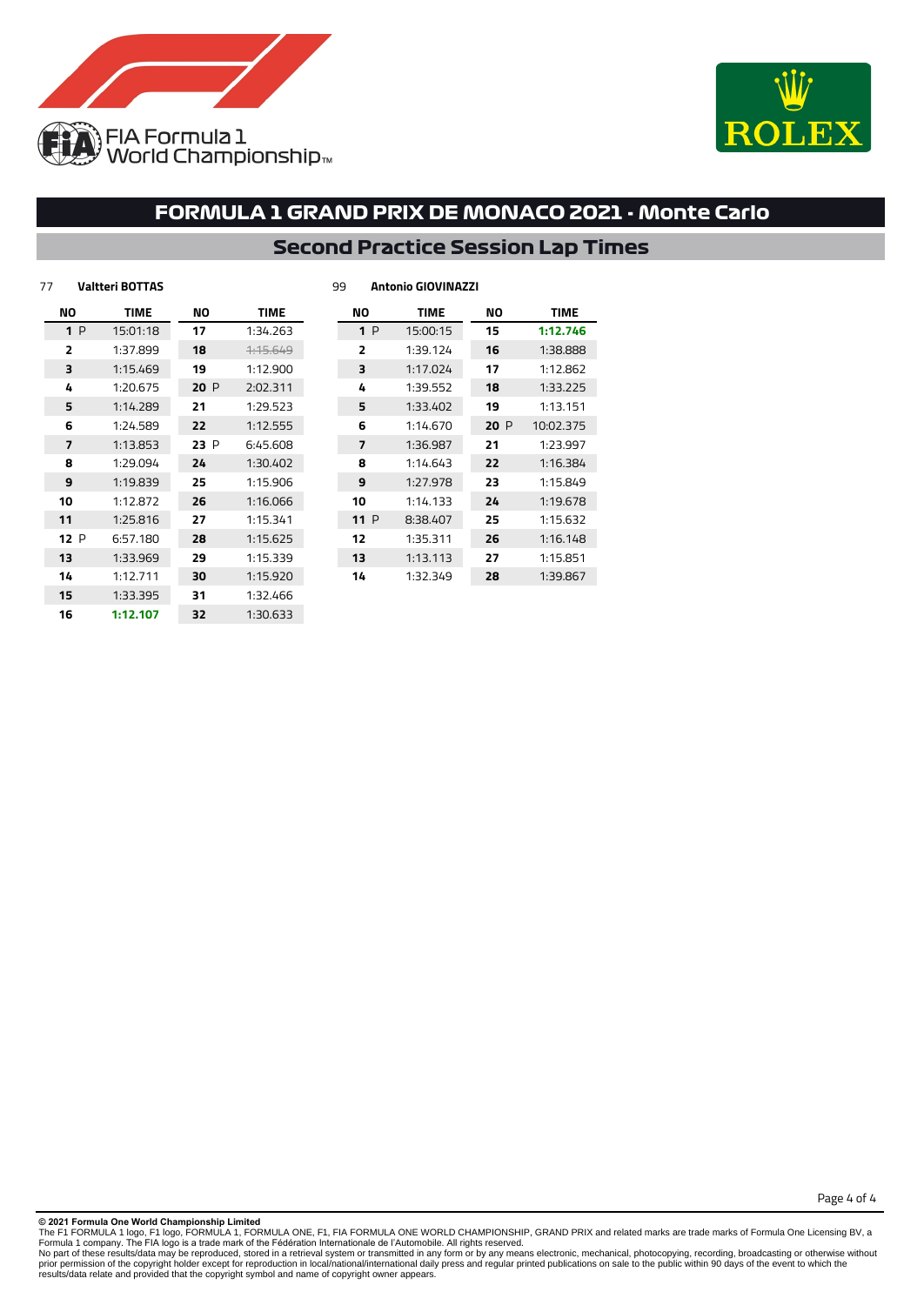# FORMULA 1 GRAND PRIX DE MONACO 2021 - Monte Carlo

## Second Practice Session Lap Times

77 **Valtteri BOTTAS**

| NO | TIME | NO | TIME |
|---|---|---|---|
| 1 P | 15:01:18 | 17 | 1:34.263 |
| 2 | 1:37.899 | 18 | ~~1:15.649~~ |
| 3 | 1:15.469 | 19 | 1:12.900 |
| 4 | 1:20.675 | 20 P | 2:02.311 |
| 5 | 1:14.289 | 21 | 1:29.523 |
| 6 | 1:24.589 | 22 | 1:12.555 |
| 7 | 1:13.853 | 23 P | 6:45.608 |
| 8 | 1:29.094 | 24 | 1:30.402 |
| 9 | 1:19.839 | 25 | 1:15.906 |
| 10 | 1:12.872 | 26 | 1:16.066 |
| 11 | 1:25.816 | 27 | 1:15.341 |
| 12 P | 6:57.180 | 28 | 1:15.625 |
| 13 | 1:33.969 | 29 | 1:15.339 |
| 14 | 1:12.711 | 30 | 1:15.920 |
| 15 | 1:33.395 | 31 | 1:32.466 |
| 16 | **1:12.107** | 32 | 1:30.633 |

99 **Antonio GIOVINAZZI**

| NO | TIME | NO | TIME |
|---|---|---|---|
| 1 P | 15:00:15 | 15 | **1:12.746** |
| 2 | 1:39.124 | 16 | 1:38.888 |
| 3 | 1:17.024 | 17 | 1:12.862 |
| 4 | 1:39.552 | 18 | 1:33.225 |
| 5 | 1:33.402 | 19 | 1:13.151 |
| 6 | 1:14.670 | 20 P | 10:02.375 |
| 7 | 1:36.987 | 21 | 1:23.997 |
| 8 | 1:14.643 | 22 | 1:16.384 |
| 9 | 1:27.978 | 23 | 1:15.849 |
| 10 | 1:14.133 | 24 | 1:19.678 |
| 11 P | 8:38.407 | 25 | 1:15.632 |
| 12 | 1:35.311 | 26 | 1:16.148 |
| 13 | 1:13.113 | 27 | 1:15.851 |
| 14 | 1:32.349 | 28 | 1:39.867 |

**© 2021 Formula One World Championship Limited**
The F1 FORMULA 1 logo, F1 logo, FORMULA 1, FORMULA ONE, F1, FIA FORMULA ONE WORLD CHAMPIONSHIP, GRAND PRIX and related marks are trade marks of Formula One Licensing BV, a Formula 1 company. The FIA logo is a trade mark of the Fédération Internationale de l'Automobile. All rights reserved.
No part of these results/data may be reproduced, stored in a retrieval system or transmitted in any form or by any means electronic, mechanical, photocopying, recording, broadcasting or otherwise without prior permission of the copyright holder except for reproduction in local/national/international daily press and regular printed publications on sale to the public within 90 days of the event to which the results/data relate and provided that the copyright symbol and name of copyright owner appears.